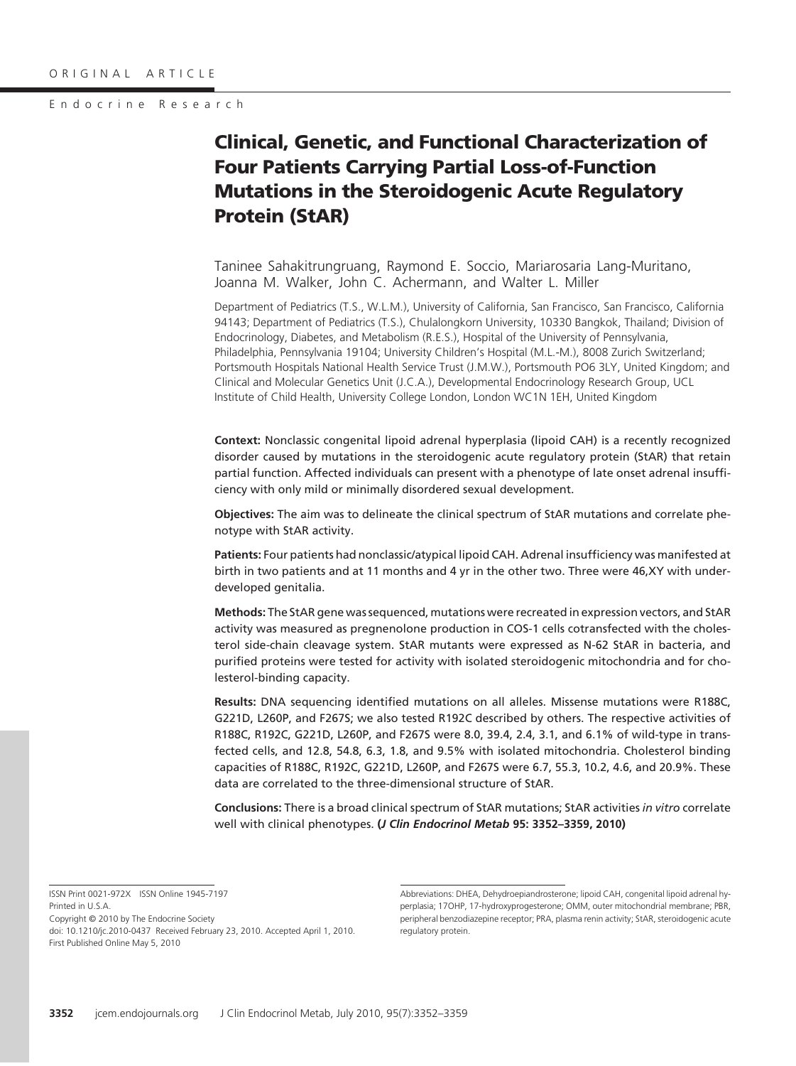ORIGINAL ARTICLE

Endocrine Research

# Clinical, Genetic, and Functional Characterization of Four Patients Carrying Partial Loss-of-Function Mutations in the Steroidogenic Acute Regulatory Protein (StAR)

Taninee Sahakitrungruang, Raymond E. Soccio, Mariarosaria Lang-Muritano, Joanna M. Walker, John C. Achermann, and Walter L. Miller

Department of Pediatrics (T.S., W.L.M.), University of California, San Francisco, San Francisco, California 94143; Department of Pediatrics (T.S.), Chulalongkorn University, 10330 Bangkok, Thailand; Division of Endocrinology, Diabetes, and Metabolism (R.E.S.), Hospital of the University of Pennsylvania, Philadelphia, Pennsylvania 19104; University Children's Hospital (M.L.-M.), 8008 Zurich Switzerland; Portsmouth Hospitals National Health Service Trust (J.M.W.), Portsmouth PO6 3LY, United Kingdom; and Clinical and Molecular Genetics Unit (J.C.A.), Developmental Endocrinology Research Group, UCL Institute of Child Health, University College London, London WC1N 1EH, United Kingdom

**Context:** Nonclassic congenital lipoid adrenal hyperplasia (lipoid CAH) is a recently recognized disorder caused by mutations in the steroidogenic acute regulatory protein (StAR) that retain partial function. Affected individuals can present with a phenotype of late onset adrenal insufficiency with only mild or minimally disordered sexual development.

**Objectives:** The aim was to delineate the clinical spectrum of StAR mutations and correlate phenotype with StAR activity.

**Patients:** Four patients had nonclassic/atypical lipoid CAH. Adrenal insufficiency was manifested at birth in two patients and at 11 months and 4 yr in the other two. Three were 46,XY with underdeveloped genitalia.

**Methods:** The StAR gene was sequenced, mutations were recreated in expression vectors, and StAR activity was measured as pregnenolone production in COS-1 cells cotransfected with the cholesterol side-chain cleavage system. StAR mutants were expressed as N-62 StAR in bacteria, and purified proteins were tested for activity with isolated steroidogenic mitochondria and for cholesterol-binding capacity.

**Results:** DNA sequencing identified mutations on all alleles. Missense mutations were R188C, G221D, L260P, and F267S; we also tested R192C described by others. The respective activities of R188C, R192C, G221D, L260P, and F267S were 8.0, 39.4, 2.4, 3.1, and 6.1% of wild-type in transfected cells, and 12.8, 54.8, 6.3, 1.8, and 9.5% with isolated mitochondria. Cholesterol binding capacities of R188C, R192C, G221D, L260P, and F267S were 6.7, 55.3, 10.2, 4.6, and 20.9%. These data are correlated to the three-dimensional structure of StAR.

**Conclusions:** There is a broad clinical spectrum of StAR mutations; StAR activities *in vitro* correlate well with clinical phenotypes. **(*J Clin Endocrinol Metab* 95: 3352–3359, 2010)**

---

ISSN Print 0021-972X ISSN Online 1945-7197
Printed in U.S.A.
Copyright © 2010 by The Endocrine Society
doi: 10.1210/jc.2010-0437 Received February 23, 2010. Accepted April 1, 2010.
First Published Online May 5, 2010

Abbreviations: DHEA, Dehydroepiandrosterone; lipoid CAH, congenital lipoid adrenal hyperplasia; 17OHP, 17-hydroxyprogesterone; OMM, outer mitochondrial membrane; PBR, peripheral benzodiazepine receptor; PRA, plasma renin activity; StAR, steroidogenic acute regulatory protein.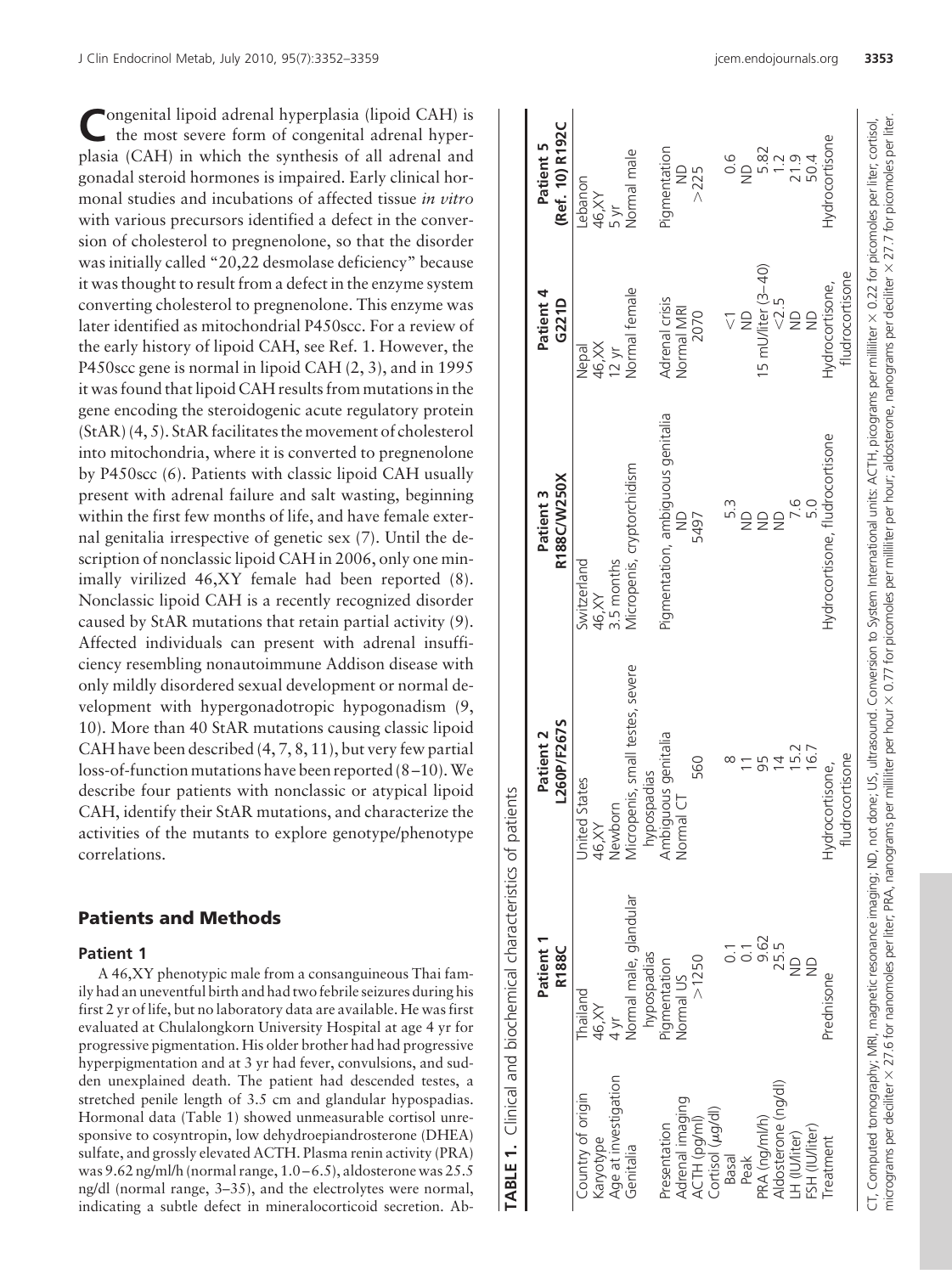Congenital lipoid adrenal hyperplasia (lipoid CAH) is the most severe form of congenital adrenal hyperplasia (CAH) in which the synthesis of all adrenal and gonadal steroid hormones is impaired. Early clinical hormonal studies and incubations of affected tissue *in vitro* with various precursors identified a defect in the conversion of cholesterol to pregnenolone, so that the disorder was initially called "20,22 desmolase deficiency" because it was thought to result from a defect in the enzyme system converting cholesterol to pregnenolone. This enzyme was later identified as mitochondrial P450scc. For a review of the early history of lipoid CAH, see Ref. 1. However, the P450scc gene is normal in lipoid CAH (2, 3), and in 1995 it was found that lipoid CAH results from mutations in the gene encoding the steroidogenic acute regulatory protein (StAR) (4, 5). StAR facilitates the movement of cholesterol into mitochondria, where it is converted to pregnenolone by P450scc (6). Patients with classic lipoid CAH usually present with adrenal failure and salt wasting, beginning within the first few months of life, and have female external genitalia irrespective of genetic sex (7). Until the description of nonclassic lipoid CAH in 2006, only one minimally virilized 46,XY female had been reported (8). Nonclassic lipoid CAH is a recently recognized disorder caused by StAR mutations that retain partial activity (9). Affected individuals can present with adrenal insufficiency resembling nonautoimmune Addison disease with only mildly disordered sexual development or normal development with hypergonadotropic hypogonadism (9, 10). More than 40 StAR mutations causing classic lipoid CAH have been described (4, 7, 8, 11), but very few partial loss-of-function mutations have been reported (8–10). We describe four patients with nonclassic or atypical lipoid CAH, identify their StAR mutations, and characterize the activities of the mutants to explore genotype/phenotype correlations.

## Patients and Methods

### Patient 1

A 46,XY phenotypic male from a consanguineous Thai family had an uneventful birth and had two febrile seizures during his first 2 yr of life, but no laboratory data are available. He was first evaluated at Chulalongkorn University Hospital at age 4 yr for progressive pigmentation. His older brother had had progressive hyperpigmentation and at 3 yr had fever, convulsions, and sudden unexplained death. The patient had descended testes, a stretched penile length of 3.5 cm and glandular hypospadias. Hormonal data (Table 1) showed unmeasurable cortisol unresponsive to cosyntropin, low dehydroepiandrosterone (DHEA) sulfate, and grossly elevated ACTH. Plasma renin activity (PRA) was 9.62 ng/ml/h (normal range, 1.0–6.5), aldosterone was 25.5 ng/dl (normal range, 3–35), and the electrolytes were normal, indicating a subtle defect in mineralocorticoid secretion. Ab-

**TABLE 1.** Clinical and biochemical characteristics of patients

| | Patient 1 R188C | Patient 2 L260P/F267S | Patient 3 R188C/W250X | Patient 4 G221D | Patient 5 (Ref. 10) R192C |
|---|---|---|---|---|---|
| Country of origin | Thailand | United States | Switzerland | Nepal | Lebanon |
| Karyotype | 46,XY | 46,XY | 46,XY | 46,XX | 46,XY |
| Age at investigation | 4 yr | Newborn | 3.5 months | 12 yr | 5 yr |
| Genitalia | Normal male, glandular hypospadias | Micropenis, small testes, severe hypospadias | Micropenis, cryptorchidism | Normal female | Normal male |
| Presentation | Pigmentation | Ambiguous genitalia | Pigmentation, ambiguous genitalia | Adrenal crisis | Pigmentation |
| Adrenal imaging | Normal US | Normal CT | ND | Normal MRI | ND |
| ACTH (pg/ml) | >1250 | 560 | 5497 | 2070 | >225 |
| Cortisol (μg/dl) | | | | | |
| Basal | 0.1 | 8 | 5.3 | <1 | 0.6 |
| Peak | 0.1 | 11 | ND | ND | ND |
| PRA (ng/ml/h) | 9.62 | 95 | ND | 15 mU/liter (3–40) | 5.82 |
| Aldosterone (ng/dl) | 25.5 | 14 | ND | <2.5 | 1.2 |
| LH (IU/liter) | ND | 15.2 | 7.6 | ND | 21.9 |
| FSH (IU/liter) | ND | 16.7 | 5.0 | ND | 50.4 |
| Treatment | Prednisone | Hydrocortisone, fludrocortisone | Hydrocortisone, fludrocortisone | Hydrocortisone, fludrocortisone | Hydrocortisone |

CT, Computed tomography; MRI, magnetic resonance imaging; ND, not done; US, ultrasound. Conversion to System International units: ACTH, picograms per milliliter × 0.22 for picomoles per liter; cortisol, micrograms per deciliter × 27.6 for nanomoles per liter; PRA, nanograms per milliliter per hour × 0.77 for picomoles per milliliter per hour; aldosterone, nanograms per deciliter × 27.7 for picomoles per liter.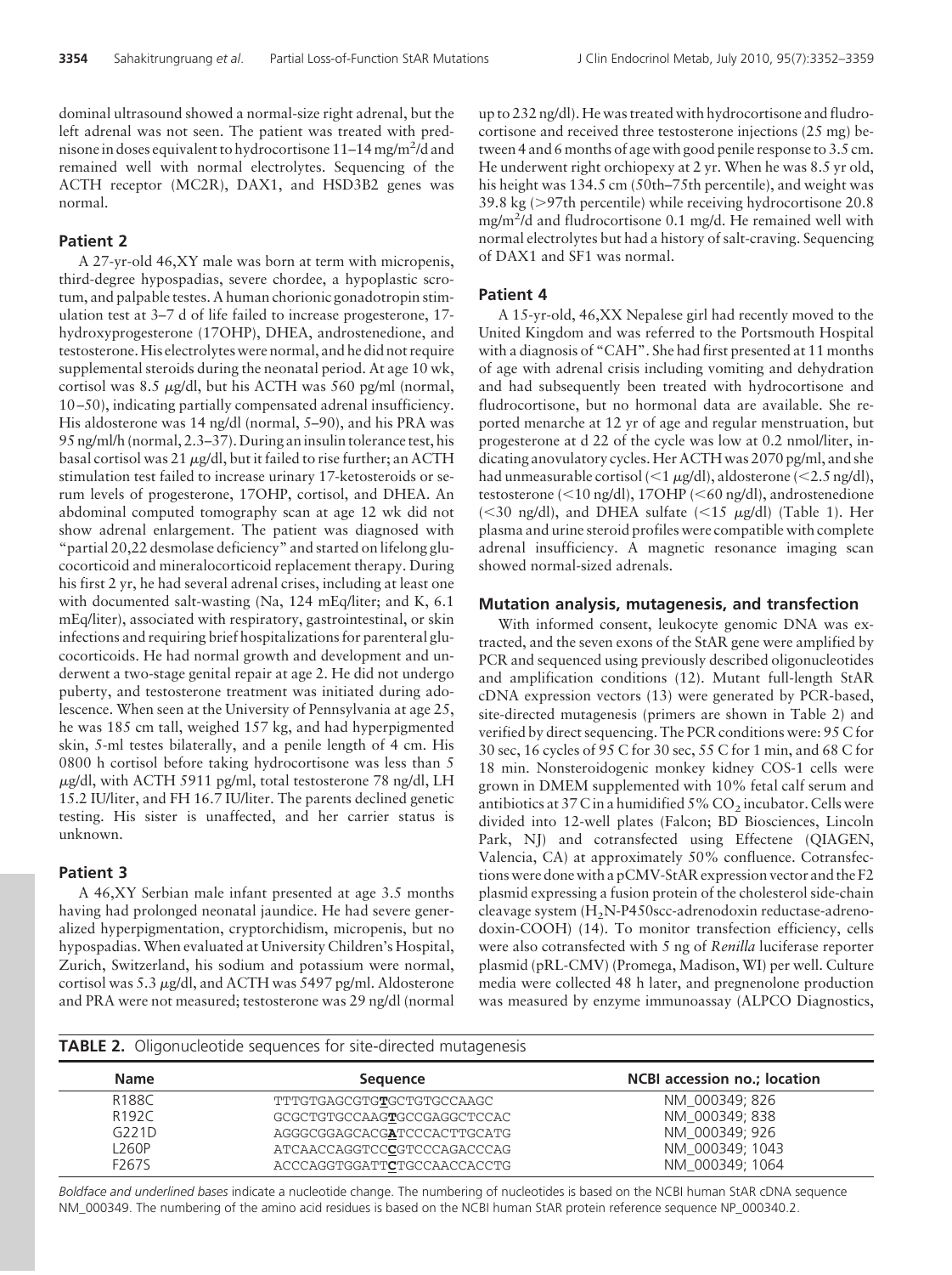dominal ultrasound showed a normal-size right adrenal, but the left adrenal was not seen. The patient was treated with prednisone in doses equivalent to hydrocortisone 11–14 mg/m²/d and remained well with normal electrolytes. Sequencing of the ACTH receptor (MC2R), DAX1, and HSD3B2 genes was normal.

### Patient 2

A 27-yr-old 46,XY male was born at term with micropenis, third-degree hypospadias, severe chordee, a hypoplastic scrotum, and palpable testes. A human chorionic gonadotropin stimulation test at 3–7 d of life failed to increase progesterone, 17-hydroxyprogesterone (17OHP), DHEA, androstenedione, and testosterone. His electrolytes were normal, and he did not require supplemental steroids during the neonatal period. At age 10 wk, cortisol was 8.5 μg/dl, but his ACTH was 560 pg/ml (normal, 10–50), indicating partially compensated adrenal insufficiency. His aldosterone was 14 ng/dl (normal, 5–90), and his PRA was 95 ng/ml/h (normal, 2.3–37). During an insulin tolerance test, his basal cortisol was 21 μg/dl, but it failed to rise further; an ACTH stimulation test failed to increase urinary 17-ketosteroids or serum levels of progesterone, 17OHP, cortisol, and DHEA. An abdominal computed tomography scan at age 12 wk did not show adrenal enlargement. The patient was diagnosed with "partial 20,22 desmolase deficiency" and started on lifelong glucocorticoid and mineralocorticoid replacement therapy. During his first 2 yr, he had several adrenal crises, including at least one with documented salt-wasting (Na, 124 mEq/liter; and K, 6.1 mEq/liter), associated with respiratory, gastrointestinal, or skin infections and requiring brief hospitalizations for parenteral glucocorticoids. He had normal growth and development and underwent a two-stage genital repair at age 2. He did not undergo puberty, and testosterone treatment was initiated during adolescence. When seen at the University of Pennsylvania at age 25, he was 185 cm tall, weighed 157 kg, and had hyperpigmented skin, 5-ml testes bilaterally, and a penile length of 4 cm. His 0800 h cortisol before taking hydrocortisone was less than 5 μg/dl, with ACTH 5911 pg/ml, total testosterone 78 ng/dl, LH 15.2 IU/liter, and FH 16.7 IU/liter. The parents declined genetic testing. His sister is unaffected, and her carrier status is unknown.

### Patient 3

A 46,XY Serbian male infant presented at age 3.5 months having had prolonged neonatal jaundice. He had severe generalized hyperpigmentation, cryptorchidism, micropenis, but no hypospadias. When evaluated at University Children's Hospital, Zurich, Switzerland, his sodium and potassium were normal, cortisol was 5.3 μg/dl, and ACTH was 5497 pg/ml. Aldosterone and PRA were not measured; testosterone was 29 ng/dl (normal up to 232 ng/dl). He was treated with hydrocortisone and fludrocortisone and received three testosterone injections (25 mg) between 4 and 6 months of age with good penile response to 3.5 cm. He underwent right orchiopexy at 2 yr. When he was 8.5 yr old, his height was 134.5 cm (50th–75th percentile), and weight was 39.8 kg (>97th percentile) while receiving hydrocortisone 20.8 mg/m²/d and fludrocortisone 0.1 mg/d. He remained well with normal electrolytes but had a history of salt-craving. Sequencing of DAX1 and SF1 was normal.

### Patient 4

A 15-yr-old, 46,XX Nepalese girl had recently moved to the United Kingdom and was referred to the Portsmouth Hospital with a diagnosis of "CAH". She had first presented at 11 months of age with adrenal crisis including vomiting and dehydration and had subsequently been treated with hydrocortisone and fludrocortisone, but no hormonal data are available. She reported menarche at 12 yr of age and regular menstruation, but progesterone at d 22 of the cycle was low at 0.2 nmol/liter, indicating anovulatory cycles. Her ACTH was 2070 pg/ml, and she had unmeasurable cortisol (<1 μg/dl), aldosterone (<2.5 ng/dl), testosterone (<10 ng/dl), 17OHP (<60 ng/dl), androstenedione (<30 ng/dl), and DHEA sulfate (<15 μg/dl) (Table 1). Her plasma and urine steroid profiles were compatible with complete adrenal insufficiency. A magnetic resonance imaging scan showed normal-sized adrenals.

## Mutation analysis, mutagenesis, and transfection

With informed consent, leukocyte genomic DNA was extracted, and the seven exons of the StAR gene were amplified by PCR and sequenced using previously described oligonucleotides and amplification conditions (12). Mutant full-length StAR cDNA expression vectors (13) were generated by PCR-based, site-directed mutagenesis (primers are shown in Table 2) and verified by direct sequencing. The PCR conditions were: 95 C for 30 sec, 16 cycles of 95 C for 30 sec, 55 C for 1 min, and 68 C for 18 min. Nonsteroidogenic monkey kidney COS-1 cells were grown in DMEM supplemented with 10% fetal calf serum and antibiotics at 37 C in a humidified 5% $CO_2$ incubator. Cells were divided into 12-well plates (Falcon; BD Biosciences, Lincoln Park, NJ) and cotransfected using Effectene (QIAGEN, Valencia, CA) at approximately 50% confluence. Cotransfections were done with a pCMV-StAR expression vector and the F2 plasmid expressing a fusion protein of the cholesterol side-chain cleavage system ($H_2$N-P450scc-adrenodoxin reductase-adrenodoxin-COOH) (14). To monitor transfection efficiency, cells were also cotransfected with 5 ng of *Renilla* luciferase reporter plasmid (pRL-CMV) (Promega, Madison, WI) per well. Culture media were collected 48 h later, and pregnenolone production was measured by enzyme immunoassay (ALPCO Diagnostics,

**TABLE 2.** Oligonucleotide sequences for site-directed mutagenesis

| Name | Sequence | NCBI accession no.; location |
|---|---|---|
| R188C | TTTGTGAGCGTG**T**GCTGTGCCAAGC | NM_000349; 826 |
| R192C | GCGCTGTGCCAAG**T**GCCGAGGCTCCAC | NM_000349; 838 |
| G221D | AGGGCGGAGCACG**A**TCCCACTTGCATG | NM_000349; 926 |
| L260P | ATCAACCAGGTCC**C**GTCCCAGACCCAG | NM_000349; 1043 |
| F267S | ACCCAGGTGGATT**C**TGCCAACCACCTG | NM_000349; 1064 |

*Boldface and underlined bases* indicate a nucleotide change. The numbering of nucleotides is based on the NCBI human StAR cDNA sequence NM_000349. The numbering of the amino acid residues is based on the NCBI human StAR protein reference sequence NP_000340.2.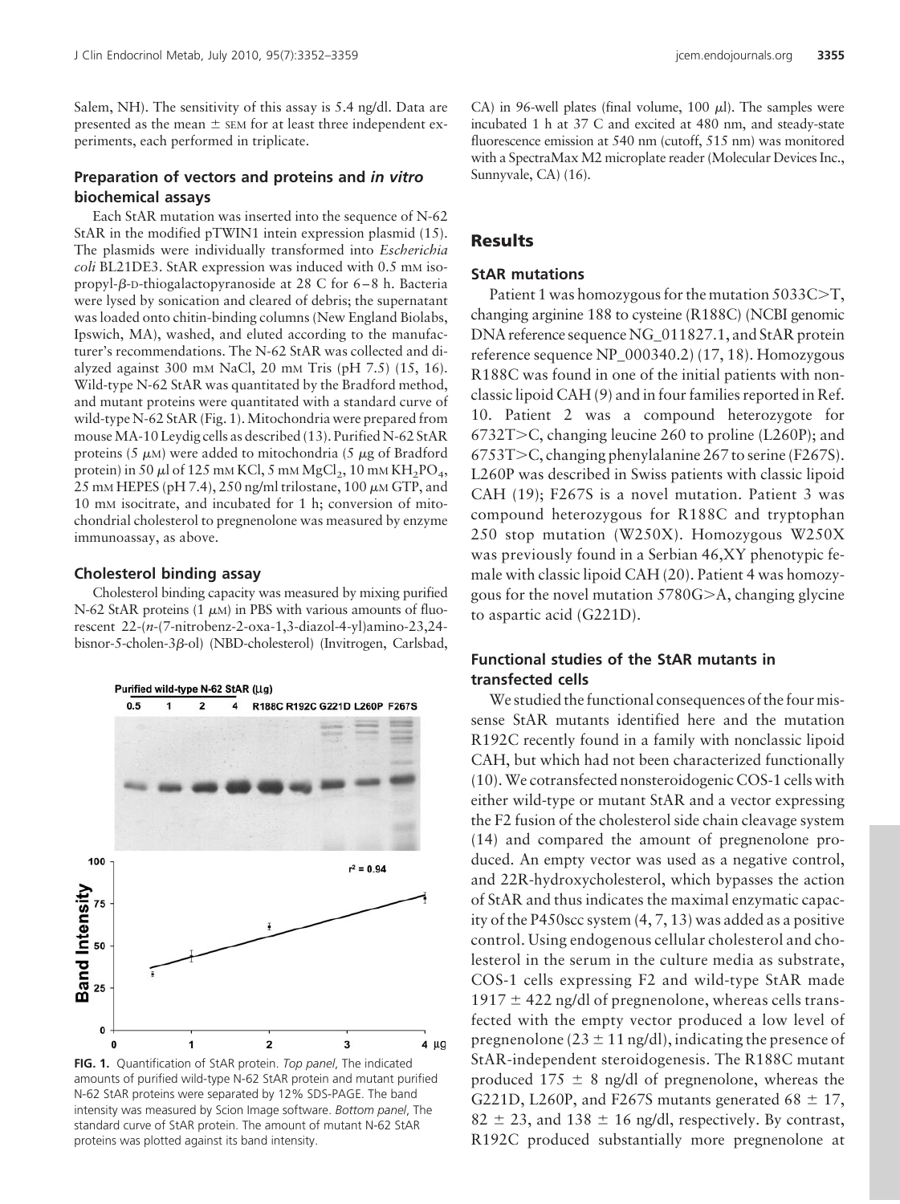Salem, NH). The sensitivity of this assay is 5.4 ng/dl. Data are presented as the mean ± SEM for at least three independent experiments, each performed in triplicate.

### Preparation of vectors and proteins and *in vitro* biochemical assays

Each StAR mutation was inserted into the sequence of N-62 StAR in the modified pTWIN1 intein expression plasmid (15). The plasmids were individually transformed into *Escherichia coli* BL21DE3. StAR expression was induced with 0.5 mM isopropyl-β-D-thiogalactopyranoside at 28 C for 6–8 h. Bacteria were lysed by sonication and cleared of debris; the supernatant was loaded onto chitin-binding columns (New England Biolabs, Ipswich, MA), washed, and eluted according to the manufacturer's recommendations. The N-62 StAR was collected and dialyzed against 300 mM NaCl, 20 mM Tris (pH 7.5) (15, 16). Wild-type N-62 StAR was quantitated by the Bradford method, and mutant proteins were quantitated with a standard curve of wild-type N-62 StAR (Fig. 1). Mitochondria were prepared from mouse MA-10 Leydig cells as described (13). Purified N-62 StAR proteins (5 μM) were added to mitochondria (5 μg of Bradford protein) in 50 μl of 125 mM KCl, 5 mM $MgCl_2$, 10 mM $KH_2PO_4$, 25 mM HEPES (pH 7.4), 250 ng/ml trilostane, 100 μM GTP, and 10 mM isocitrate, and incubated for 1 h; conversion of mitochondrial cholesterol to pregnenolone was measured by enzyme immunoassay, as above.

### Cholesterol binding assay

Cholesterol binding capacity was measured by mixing purified N-62 StAR proteins (1 μM) in PBS with various amounts of fluorescent 22-(*n*-(7-nitrobenz-2-oxa-1,3-diazol-4-yl)amino-23,24-bisnor-5-cholen-3β-ol) (NBD-cholesterol) (Invitrogen, Carlsbad, CA) in 96-well plates (final volume, 100 μl). The samples were incubated 1 h at 37 C and excited at 480 nm, and steady-state fluorescence emission at 540 nm (cutoff, 515 nm) was monitored with a SpectraMax M2 microplate reader (Molecular Devices Inc., Sunnyvale, CA) (16).

**FIG. 1.** Quantification of StAR protein. *Top panel*, The indicated amounts of purified wild-type N-62 StAR protein and mutant purified N-62 StAR proteins were separated by 12% SDS-PAGE. The band intensity was measured by Scion Image software. *Bottom panel*, The standard curve of StAR protein. The amount of mutant N-62 StAR proteins was plotted against its band intensity.

## Results

### StAR mutations

Patient 1 was homozygous for the mutation 5033C>T, changing arginine 188 to cysteine (R188C) (NCBI genomic DNA reference sequence NG_011827.1, and StAR protein reference sequence NP_000340.2) (17, 18). Homozygous R188C was found in one of the initial patients with nonclassic lipoid CAH (9) and in four families reported in Ref. 10. Patient 2 was a compound heterozygote for 6732T>C, changing leucine 260 to proline (L260P); and 6753T>C, changing phenylalanine 267 to serine (F267S). L260P was described in Swiss patients with classic lipoid CAH (19); F267S is a novel mutation. Patient 3 was compound heterozygous for R188C and tryptophan 250 stop mutation (W250X). Homozygous W250X was previously found in a Serbian 46,XY phenotypic female with classic lipoid CAH (20). Patient 4 was homozygous for the novel mutation 5780G>A, changing glycine to aspartic acid (G221D).

### Functional studies of the StAR mutants in transfected cells

We studied the functional consequences of the four missense StAR mutants identified here and the mutation R192C recently found in a family with nonclassic lipoid CAH, but which had not been characterized functionally (10). We cotransfected nonsteroidogenic COS-1 cells with either wild-type or mutant StAR and a vector expressing the F2 fusion of the cholesterol side chain cleavage system (14) and compared the amount of pregnenolone produced. An empty vector was used as a negative control, and 22R-hydroxycholesterol, which bypasses the action of StAR and thus indicates the maximal enzymatic capacity of the P450scc system (4, 7, 13) was added as a positive control. Using endogenous cellular cholesterol and cholesterol in the serum in the culture media as substrate, COS-1 cells expressing F2 and wild-type StAR made 1917 ± 422 ng/dl of pregnenolone, whereas cells transfected with the empty vector produced a low level of pregnenolone (23 ± 11 ng/dl), indicating the presence of StAR-independent steroidogenesis. The R188C mutant produced 175 ± 8 ng/dl of pregnenolone, whereas the G221D, L260P, and F267S mutants generated 68 ± 17, 82 ± 23, and 138 ± 16 ng/dl, respectively. By contrast, R192C produced substantially more pregnenolone at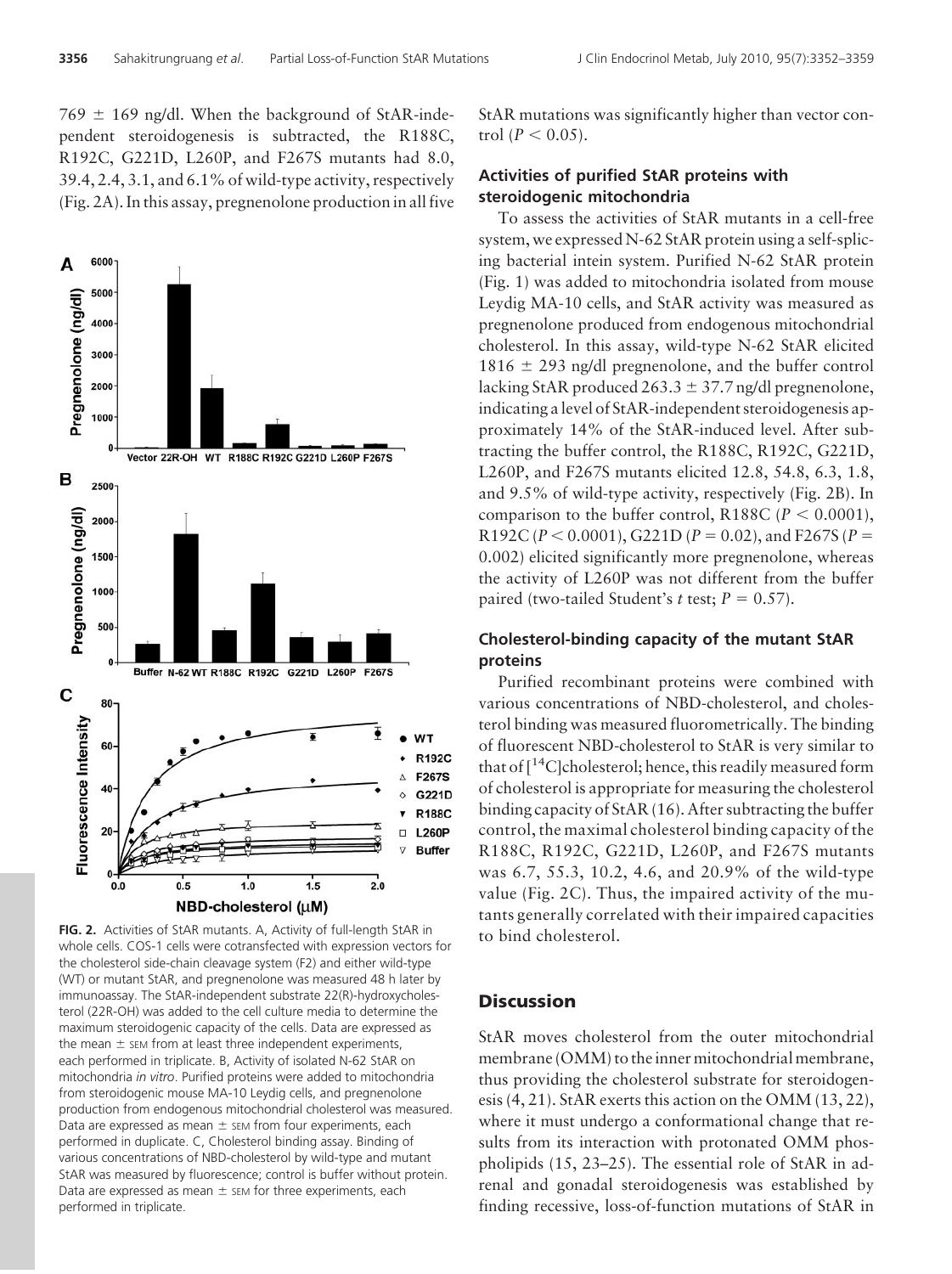769 ± 169 ng/dl. When the background of StAR-independent steroidogenesis is subtracted, the R188C, R192C, G221D, L260P, and F267S mutants had 8.0, 39.4, 2.4, 3.1, and 6.1% of wild-type activity, respectively (Fig. 2A). In this assay, pregnenolone production in all five StAR mutations was significantly higher than vector control ($P < 0.05$).

FIG. 2. Activities of StAR mutants. A, Activity of full-length StAR in whole cells. COS-1 cells were cotransfected with expression vectors for the cholesterol side-chain cleavage system (F2) and either wild-type (WT) or mutant StAR, and pregnenolone was measured 48 h later by immunoassay. The StAR-independent substrate 22(R)-hydroxycholesterol (22R-OH) was added to the cell culture media to determine the maximum steroidogenic capacity of the cells. Data are expressed as the mean ± SEM from at least three independent experiments, each performed in triplicate. B, Activity of isolated N-62 StAR on mitochondria *in vitro*. Purified proteins were added to mitochondria from steroidogenic mouse MA-10 Leydig cells, and pregnenolone production from endogenous mitochondrial cholesterol was measured. Data are expressed as mean ± SEM from four experiments, each performed in duplicate. C, Cholesterol binding assay. Binding of various concentrations of NBD-cholesterol by wild-type and mutant StAR was measured by fluorescence; control is buffer without protein. Data are expressed as mean ± SEM for three experiments, each performed in triplicate.

### Activities of purified StAR proteins with steroidogenic mitochondria

To assess the activities of StAR mutants in a cell-free system, we expressed N-62 StAR protein using a self-splicing bacterial intein system. Purified N-62 StAR protein (Fig. 1) was added to mitochondria isolated from mouse Leydig MA-10 cells, and StAR activity was measured as pregnenolone produced from endogenous mitochondrial cholesterol. In this assay, wild-type N-62 StAR elicited 1816 ± 293 ng/dl pregnenolone, and the buffer control lacking StAR produced 263.3 ± 37.7 ng/dl pregnenolone, indicating a level of StAR-independent steroidogenesis approximately 14% of the StAR-induced level. After subtracting the buffer control, the R188C, R192C, G221D, L260P, and F267S mutants elicited 12.8, 54.8, 6.3, 1.8, and 9.5% of wild-type activity, respectively (Fig. 2B). In comparison to the buffer control, R188C ($P < 0.0001$), R192C ($P < 0.0001$), G221D ($P = 0.02$), and F267S ($P = 0.002$) elicited significantly more pregnenolone, whereas the activity of L260P was not different from the buffer paired (two-tailed Student's *t* test; $P = 0.57$).

### Cholesterol-binding capacity of the mutant StAR proteins

Purified recombinant proteins were combined with various concentrations of NBD-cholesterol, and cholesterol binding was measured fluorometrically. The binding of fluorescent NBD-cholesterol to StAR is very similar to that of [$^{14}$C]cholesterol; hence, this readily measured form of cholesterol is appropriate for measuring the cholesterol binding capacity of StAR (16). After subtracting the buffer control, the maximal cholesterol binding capacity of the R188C, R192C, G221D, L260P, and F267S mutants was 6.7, 55.3, 10.2, 4.6, and 20.9% of the wild-type value (Fig. 2C). Thus, the impaired activity of the mutants generally correlated with their impaired capacities to bind cholesterol.

## Discussion

StAR moves cholesterol from the outer mitochondrial membrane (OMM) to the inner mitochondrial membrane, thus providing the cholesterol substrate for steroidogenesis (4, 21). StAR exerts this action on the OMM (13, 22), where it must undergo a conformational change that results from its interaction with protonated OMM phospholipids (15, 23–25). The essential role of StAR in adrenal and gonadal steroidogenesis was established by finding recessive, loss-of-function mutations of StAR in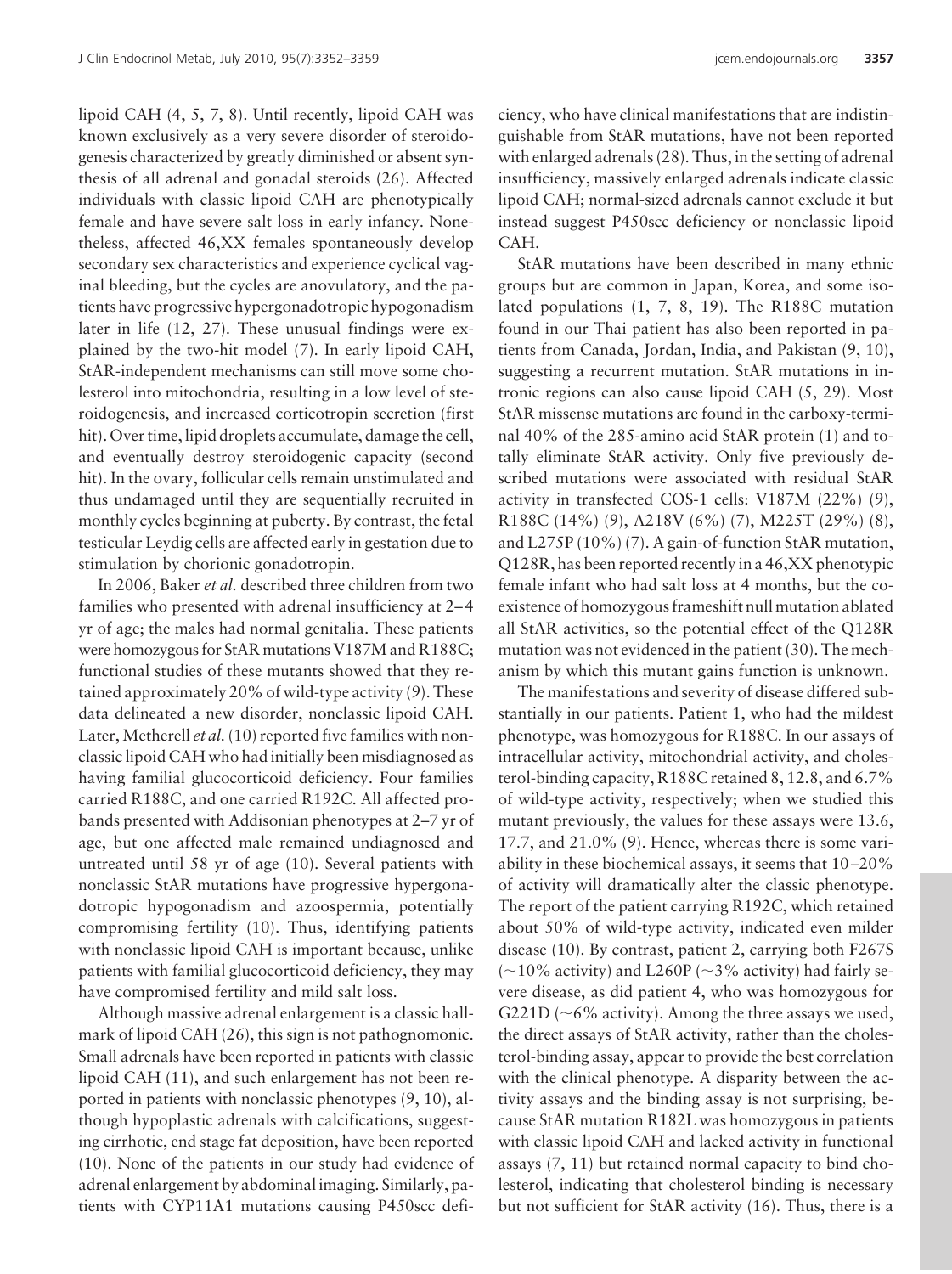lipoid CAH (4, 5, 7, 8). Until recently, lipoid CAH was known exclusively as a very severe disorder of steroidogenesis characterized by greatly diminished or absent synthesis of all adrenal and gonadal steroids (26). Affected individuals with classic lipoid CAH are phenotypically female and have severe salt loss in early infancy. Nonetheless, affected 46,XX females spontaneously develop secondary sex characteristics and experience cyclical vaginal bleeding, but the cycles are anovulatory, and the patients have progressive hypergonadotropic hypogonadism later in life (12, 27). These unusual findings were explained by the two-hit model (7). In early lipoid CAH, StAR-independent mechanisms can still move some cholesterol into mitochondria, resulting in a low level of steroidogenesis, and increased corticotropin secretion (first hit). Over time, lipid droplets accumulate, damage the cell, and eventually destroy steroidogenic capacity (second hit). In the ovary, follicular cells remain unstimulated and thus undamaged until they are sequentially recruited in monthly cycles beginning at puberty. By contrast, the fetal testicular Leydig cells are affected early in gestation due to stimulation by chorionic gonadotropin.

In 2006, Baker *et al.* described three children from two families who presented with adrenal insufficiency at 2–4 yr of age; the males had normal genitalia. These patients were homozygous for StAR mutations V187M and R188C; functional studies of these mutants showed that they retained approximately 20% of wild-type activity (9). These data delineated a new disorder, nonclassic lipoid CAH. Later, Metherell *et al.* (10) reported five families with nonclassic lipoid CAH who had initially been misdiagnosed as having familial glucocorticoid deficiency. Four families carried R188C, and one carried R192C. All affected probands presented with Addisonian phenotypes at 2–7 yr of age, but one affected male remained undiagnosed and untreated until 58 yr of age (10). Several patients with nonclassic StAR mutations have progressive hypergonadotropic hypogonadism and azoospermia, potentially compromising fertility (10). Thus, identifying patients with nonclassic lipoid CAH is important because, unlike patients with familial glucocorticoid deficiency, they may have compromised fertility and mild salt loss.

Although massive adrenal enlargement is a classic hallmark of lipoid CAH (26), this sign is not pathognomonic. Small adrenals have been reported in patients with classic lipoid CAH (11), and such enlargement has not been reported in patients with nonclassic phenotypes (9, 10), although hypoplastic adrenals with calcifications, suggesting cirrhotic, end stage fat deposition, have been reported (10). None of the patients in our study had evidence of adrenal enlargement by abdominal imaging. Similarly, patients with CYP11A1 mutations causing P450scc deficiency, who have clinical manifestations that are indistinguishable from StAR mutations, have not been reported with enlarged adrenals (28). Thus, in the setting of adrenal insufficiency, massively enlarged adrenals indicate classic lipoid CAH; normal-sized adrenals cannot exclude it but instead suggest P450scc deficiency or nonclassic lipoid CAH.

StAR mutations have been described in many ethnic groups but are common in Japan, Korea, and some isolated populations (1, 7, 8, 19). The R188C mutation found in our Thai patient has also been reported in patients from Canada, Jordan, India, and Pakistan (9, 10), suggesting a recurrent mutation. StAR mutations in intronic regions can also cause lipoid CAH (5, 29). Most StAR missense mutations are found in the carboxy-terminal 40% of the 285-amino acid StAR protein (1) and totally eliminate StAR activity. Only five previously described mutations were associated with residual StAR activity in transfected COS-1 cells: V187M (22%) (9), R188C (14%) (9), A218V (6%) (7), M225T (29%) (8), and L275P (10%) (7). A gain-of-function StAR mutation, Q128R, has been reported recently in a 46,XX phenotypic female infant who had salt loss at 4 months, but the coexistence of homozygous frameshift null mutation ablated all StAR activities, so the potential effect of the Q128R mutation was not evidenced in the patient (30). The mechanism by which this mutant gains function is unknown.

The manifestations and severity of disease differed substantially in our patients. Patient 1, who had the mildest phenotype, was homozygous for R188C. In our assays of intracellular activity, mitochondrial activity, and cholesterol-binding capacity, R188C retained 8, 12.8, and 6.7% of wild-type activity, respectively; when we studied this mutant previously, the values for these assays were 13.6, 17.7, and 21.0% (9). Hence, whereas there is some variability in these biochemical assays, it seems that 10–20% of activity will dramatically alter the classic phenotype. The report of the patient carrying R192C, which retained about 50% of wild-type activity, indicated even milder disease (10). By contrast, patient 2, carrying both F267S (~10% activity) and L260P (~3% activity) had fairly severe disease, as did patient 4, who was homozygous for G221D (~6% activity). Among the three assays we used, the direct assays of StAR activity, rather than the cholesterol-binding assay, appear to provide the best correlation with the clinical phenotype. A disparity between the activity assays and the binding assay is not surprising, because StAR mutation R182L was homozygous in patients with classic lipoid CAH and lacked activity in functional assays (7, 11) but retained normal capacity to bind cholesterol, indicating that cholesterol binding is necessary but not sufficient for StAR activity (16). Thus, there is a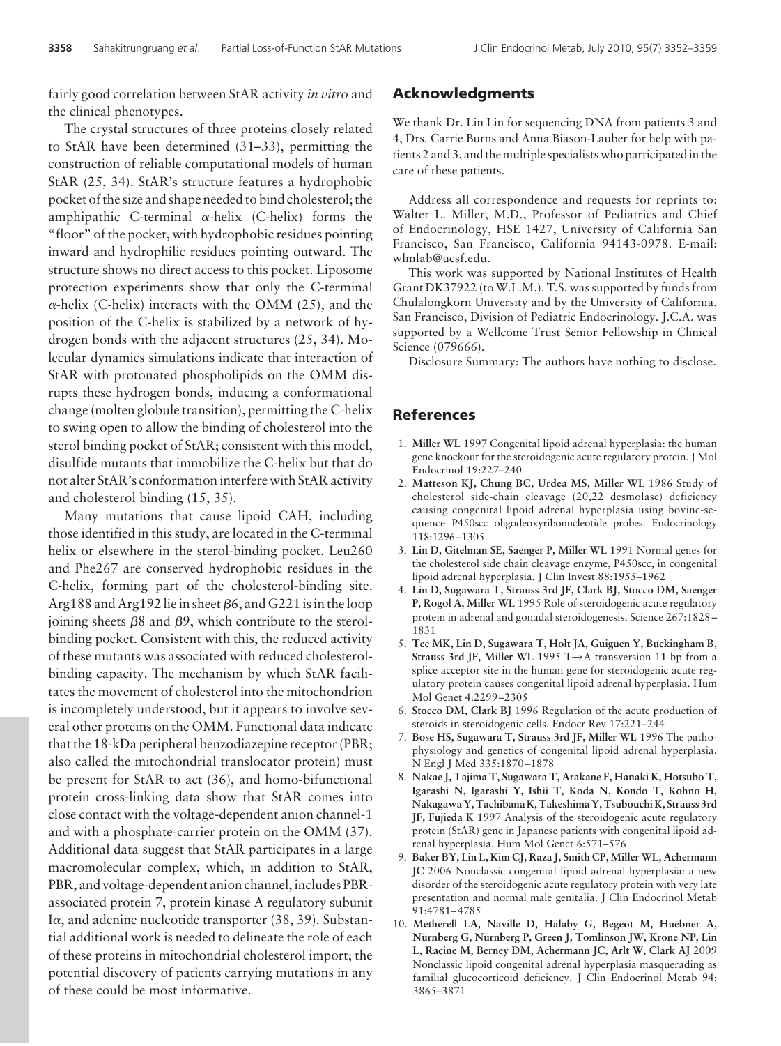fairly good correlation between StAR activity *in vitro* and the clinical phenotypes.

The crystal structures of three proteins closely related to StAR have been determined (31–33), permitting the construction of reliable computational models of human StAR (25, 34). StAR's structure features a hydrophobic pocket of the size and shape needed to bind cholesterol; the amphipathic C-terminal α-helix (C-helix) forms the "floor" of the pocket, with hydrophobic residues pointing inward and hydrophilic residues pointing outward. The structure shows no direct access to this pocket. Liposome protection experiments show that only the C-terminal α-helix (C-helix) interacts with the OMM (25), and the position of the C-helix is stabilized by a network of hydrogen bonds with the adjacent structures (25, 34). Molecular dynamics simulations indicate that interaction of StAR with protonated phospholipids on the OMM disrupts these hydrogen bonds, inducing a conformational change (molten globule transition), permitting the C-helix to swing open to allow the binding of cholesterol into the sterol binding pocket of StAR; consistent with this model, disulfide mutants that immobilize the C-helix but that do not alter StAR's conformation interfere with StAR activity and cholesterol binding (15, 35).

Many mutations that cause lipoid CAH, including those identified in this study, are located in the C-terminal helix or elsewhere in the sterol-binding pocket. Leu260 and Phe267 are conserved hydrophobic residues in the C-helix, forming part of the cholesterol-binding site. Arg188 and Arg192 lie in sheet β6, and G221 is in the loop joining sheets β8 and β9, which contribute to the sterol-binding pocket. Consistent with this, the reduced activity of these mutants was associated with reduced cholesterol-binding capacity. The mechanism by which StAR facilitates the movement of cholesterol into the mitochondrion is incompletely understood, but it appears to involve several other proteins on the OMM. Functional data indicate that the 18-kDa peripheral benzodiazepine receptor (PBR; also called the mitochondrial translocator protein) must be present for StAR to act (36), and homo-bifunctional protein cross-linking data show that StAR comes into close contact with the voltage-dependent anion channel-1 and with a phosphate-carrier protein on the OMM (37). Additional data suggest that StAR participates in a large macromolecular complex, which, in addition to StAR, PBR, and voltage-dependent anion channel, includes PBR-associated protein 7, protein kinase A regulatory subunit Iα, and adenine nucleotide transporter (38, 39). Substantial additional work is needed to delineate the role of each of these proteins in mitochondrial cholesterol import; the potential discovery of patients carrying mutations in any of these could be most informative.

## Acknowledgments

We thank Dr. Lin Lin for sequencing DNA from patients 3 and 4, Drs. Carrie Burns and Anna Biason-Lauber for help with patients 2 and 3, and the multiple specialists who participated in the care of these patients.

Address all correspondence and requests for reprints to: Walter L. Miller, M.D., Professor of Pediatrics and Chief of Endocrinology, HSE 1427, University of California San Francisco, San Francisco, California 94143-0978. E-mail: wlmlab@ucsf.edu.

This work was supported by National Institutes of Health Grant DK37922 (to W.L.M.). T.S. was supported by funds from Chulalongkorn University and by the University of California, San Francisco, Division of Pediatric Endocrinology. J.C.A. was supported by a Wellcome Trust Senior Fellowship in Clinical Science (079666).

Disclosure Summary: The authors have nothing to disclose.

## References

1. **Miller WL** 1997 Congenital lipoid adrenal hyperplasia: the human gene knockout for the steroidogenic acute regulatory protein. J Mol Endocrinol 19:227–240
2. **Matteson KJ, Chung BC, Urdea MS, Miller WL** 1986 Study of cholesterol side-chain cleavage (20,22 desmolase) deficiency causing congenital lipoid adrenal hyperplasia using bovine-sequence P450scc oligodeoxyribonucleotide probes. Endocrinology 118:1296–1305
3. **Lin D, Gitelman SE, Saenger P, Miller WL** 1991 Normal genes for the cholesterol side chain cleavage enzyme, P450scc, in congenital lipoid adrenal hyperplasia. J Clin Invest 88:1955–1962
4. **Lin D, Sugawara T, Strauss 3rd JF, Clark BJ, Stocco DM, Saenger P, Rogol A, Miller WL** 1995 Role of steroidogenic acute regulatory protein in adrenal and gonadal steroidogenesis. Science 267:1828–1831
5. **Tee MK, Lin D, Sugawara T, Holt JA, Guiguen Y, Buckingham B, Strauss 3rd JF, Miller WL** 1995 T→A transversion 11 bp from a splice acceptor site in the human gene for steroidogenic acute regulatory protein causes congenital lipoid adrenal hyperplasia. Hum Mol Genet 4:2299–2305
6. **Stocco DM, Clark BJ** 1996 Regulation of the acute production of steroids in steroidogenic cells. Endocr Rev 17:221–244
7. **Bose HS, Sugawara T, Strauss 3rd JF, Miller WL** 1996 The pathophysiology and genetics of congenital lipoid adrenal hyperplasia. N Engl J Med 335:1870–1878
8. **Nakae J, Tajima T, Sugawara T, Arakane F, Hanaki K, Hotsubo T, Igarashi N, Igarashi Y, Ishii T, Koda N, Kondo T, Kohno H, Nakagawa Y, Tachibana K, Takeshima Y, Tsubouchi K, Strauss 3rd JF, Fujieda K** 1997 Analysis of the steroidogenic acute regulatory protein (StAR) gene in Japanese patients with congenital lipoid adrenal hyperplasia. Hum Mol Genet 6:571–576
9. **Baker BY, Lin L, Kim CJ, Raza J, Smith CP, Miller WL, Achermann JC** 2006 Nonclassic congenital lipoid adrenal hyperplasia: a new disorder of the steroidogenic acute regulatory protein with very late presentation and normal male genitalia. J Clin Endocrinol Metab 91:4781–4785
10. **Metherell LA, Naville D, Halaby G, Begeot M, Huebner A, Nürnberg G, Nürnberg P, Green J, Tomlinson JW, Krone NP, Lin L, Racine M, Berney DM, Achermann JC, Arlt W, Clark AJ** 2009 Nonclassic lipoid congenital adrenal hyperplasia masquerading as familial glucocorticoid deficiency. J Clin Endocrinol Metab 94:3865–3871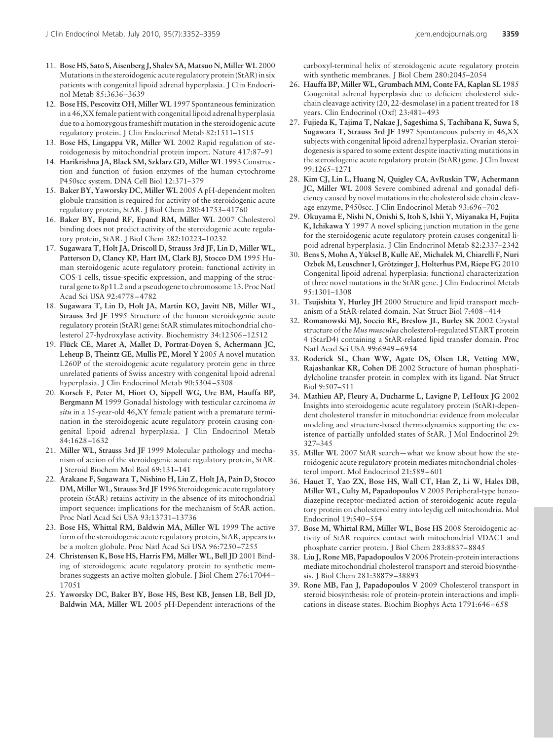11. **Bose HS, Sato S, Aisenberg J, Shalev SA, Matsuo N, Miller WL** 2000 Mutations in the steroidogenic acute regulatory protein (StAR) in six patients with congenital lipoid adrenal hyperplasia. J Clin Endocrinol Metab 85:3636–3639
12. **Bose HS, Pescovitz OH, Miller WL** 1997 Spontaneous feminization in a 46,XX female patient with congenital lipoid adrenal hyperplasia due to a homozygous frameshift mutation in the steroidogenic acute regulatory protein. J Clin Endocrinol Metab 82:1511–1515
13. **Bose HS, Lingappa VR, Miller WL** 2002 Rapid regulation of steroidogenesis by mitochondrial protein import. Nature 417:87–91
14. **Harikrishna JA, Black SM, Szklarz GD, Miller WL** 1993 Construction and function of fusion enzymes of the human cytochrome P450scc system. DNA Cell Biol 12:371–379
15. **Baker BY, Yaworsky DC, Miller WL** 2005 A pH-dependent molten globule transition is required for activity of the steroidogenic acute regulatory protein, StAR. J Biol Chem 280:41753–41760
16. **Baker BY, Epand RF, Epand RM, Miller WL** 2007 Cholesterol binding does not predict activity of the steroidogenic acute regulatory protein, StAR. J Biol Chem 282:10223–10232
17. **Sugawara T, Holt JA, Driscoll D, Strauss 3rd JF, Lin D, Miller WL, Patterson D, Clancy KP, Hart IM, Clark BJ, Stocco DM** 1995 Human steroidogenic acute regulatory protein: functional activity in COS-1 cells, tissue-specific expression, and mapping of the structural gene to 8p11.2 and a pseudogene to chromosome 13. Proc Natl Acad Sci USA 92:4778–4782
18. **Sugawara T, Lin D, Holt JA, Martin KO, Javitt NB, Miller WL, Strauss 3rd JF** 1995 Structure of the human steroidogenic acute regulatory protein (StAR) gene: StAR stimulates mitochondrial cholesterol 27-hydroxylase activity. Biochemistry 34:12506–12512
19. **Flück CE, Maret A, Mallet D, Portrat-Doyen S, Achermann JC, Leheup B, Theintz GE, Mullis PE, Morel Y** 2005 A novel mutation L260P of the steroidogenic acute regulatory protein gene in three unrelated patients of Swiss ancestry with congenital lipoid adrenal hyperplasia. J Clin Endocrinol Metab 90:5304–5308
20. **Korsch E, Peter M, Hiort O, Sippell WG, Ure BM, Hauffa BP, Bergmann M** 1999 Gonadal histology with testicular carcinoma *in situ* in a 15-year-old 46,XY female patient with a premature termination in the steroidogenic acute regulatory protein causing congenital lipoid adrenal hyperplasia. J Clin Endocrinol Metab 84:1628–1632
21. **Miller WL, Strauss 3rd JF** 1999 Molecular pathology and mechanism of action of the steroidogenic acute regulatory protein, StAR. J Steroid Biochem Mol Biol 69:131–141
22. **Arakane F, Sugawara T, Nishino H, Liu Z, Holt JA, Pain D, Stocco DM, Miller WL, Strauss 3rd JF** 1996 Steroidogenic acute regulatory protein (StAR) retains activity in the absence of its mitochondrial import sequence: implications for the mechanism of StAR action. Proc Natl Acad Sci USA 93:13731–13736
23. **Bose HS, Whittal RM, Baldwin MA, Miller WL** 1999 The active form of the steroidogenic acute regulatory protein, StAR, appears to be a molten globule. Proc Natl Acad Sci USA 96:7250–7255
24. **Christensen K, Bose HS, Harris FM, Miller WL, Bell JD** 2001 Binding of steroidogenic acute regulatory protein to synthetic membranes suggests an active molten globule. J Biol Chem 276:17044–17051
25. **Yaworsky DC, Baker BY, Bose HS, Best KB, Jensen LB, Bell JD, Baldwin MA, Miller WL** 2005 pH-Dependent interactions of the carboxyl-terminal helix of steroidogenic acute regulatory protein with synthetic membranes. J Biol Chem 280:2045–2054
26. **Hauffa BP, Miller WL, Grumbach MM, Conte FA, Kaplan SL** 1985 Congenital adrenal hyperplasia due to deficient cholesterol side-chain cleavage activity (20, 22-desmolase) in a patient treated for 18 years. Clin Endocrinol (Oxf) 23:481–493
27. **Fujieda K, Tajima T, Nakae J, Sageshima S, Tachibana K, Suwa S, Sugawara T, Strauss 3rd JF** 1997 Spontaneous puberty in 46,XX subjects with congenital lipoid adrenal hyperplasia. Ovarian steroidogenesis is spared to some extent despite inactivating mutations in the steroidogenic acute regulatory protein (StAR) gene. J Clin Invest 99:1265–1271
28. **Kim CJ, Lin L, Huang N, Quigley CA, AvRuskin TW, Achermann JC, Miller WL** 2008 Severe combined adrenal and gonadal deficiency caused by novel mutations in the cholesterol side chain cleavage enzyme, P450scc. J Clin Endocrinol Metab 93:696–702
29. **Okuyama E, Nishi N, Onishi S, Itoh S, Ishii Y, Miyanaka H, Fujita K, Ichikawa Y** 1997 A novel splicing junction mutation in the gene for the steroidogenic acute regulatory protein causes congenital lipoid adrenal hyperplasia. J Clin Endocrinol Metab 82:2337–2342
30. **Bens S, Mohn A, Yüksel B, Kulle AE, Michalek M, Chiarelli F, Nuri Ozbek M, Leuschner I, Grötzinger J, Holterhus PM, Riepe FG** 2010 Congenital lipoid adrenal hyperplasia: functional characterization of three novel mutations in the StAR gene. J Clin Endocrinol Metab 95:1301–1308
31. **Tsujishita Y, Hurley JH** 2000 Structure and lipid transport mechanism of a StAR-related domain. Nat Struct Biol 7:408–414
32. **Romanowski MJ, Soccio RE, Breslow JL, Burley SK** 2002 Crystal structure of the *Mus musculus* cholesterol-regulated START protein 4 (StarD4) containing a StAR-related lipid transfer domain. Proc Natl Acad Sci USA 99:6949–6954
33. **Roderick SL, Chan WW, Agate DS, Olsen LR, Vetting MW, Rajashankar KR, Cohen DE** 2002 Structure of human phosphatidylcholine transfer protein in complex with its ligand. Nat Struct Biol 9:507–511
34. **Mathieu AP, Fleury A, Ducharme L, Lavigne P, LeHoux JG** 2002 Insights into steroidogenic acute regulatory protein (StAR)-dependent cholesterol transfer in mitochondria: evidence from molecular modeling and structure-based thermodynamics supporting the existence of partially unfolded states of StAR. J Mol Endocrinol 29:327–345
35. **Miller WL** 2007 StAR search—what we know about how the steroidogenic acute regulatory protein mediates mitochondrial cholesterol import. Mol Endocrinol 21:589–601
36. **Hauet T, Yao ZX, Bose HS, Wall CT, Han Z, Li W, Hales DB, Miller WL, Culty M, Papadopoulos V** 2005 Peripheral-type benzodiazepine receptor-mediated action of steroidogenic acute regulatory protein on cholesterol entry into leydig cell mitochondria. Mol Endocrinol 19:540–554
37. **Bose M, Whittal RM, Miller WL, Bose HS** 2008 Steroidogenic activity of StAR requires contact with mitochondrial VDAC1 and phosphate carrier protein. J Biol Chem 283:8837–8845
38. **Liu J, Rone MB, Papadopoulos V** 2006 Protein-protein interactions mediate mitochondrial cholesterol transport and steroid biosynthesis. J Biol Chem 281:38879–38893
39. **Rone MB, Fan J, Papadopoulos V** 2009 Cholesterol transport in steroid biosynthesis: role of protein-protein interactions and implications in disease states. Biochim Biophys Acta 1791:646–658